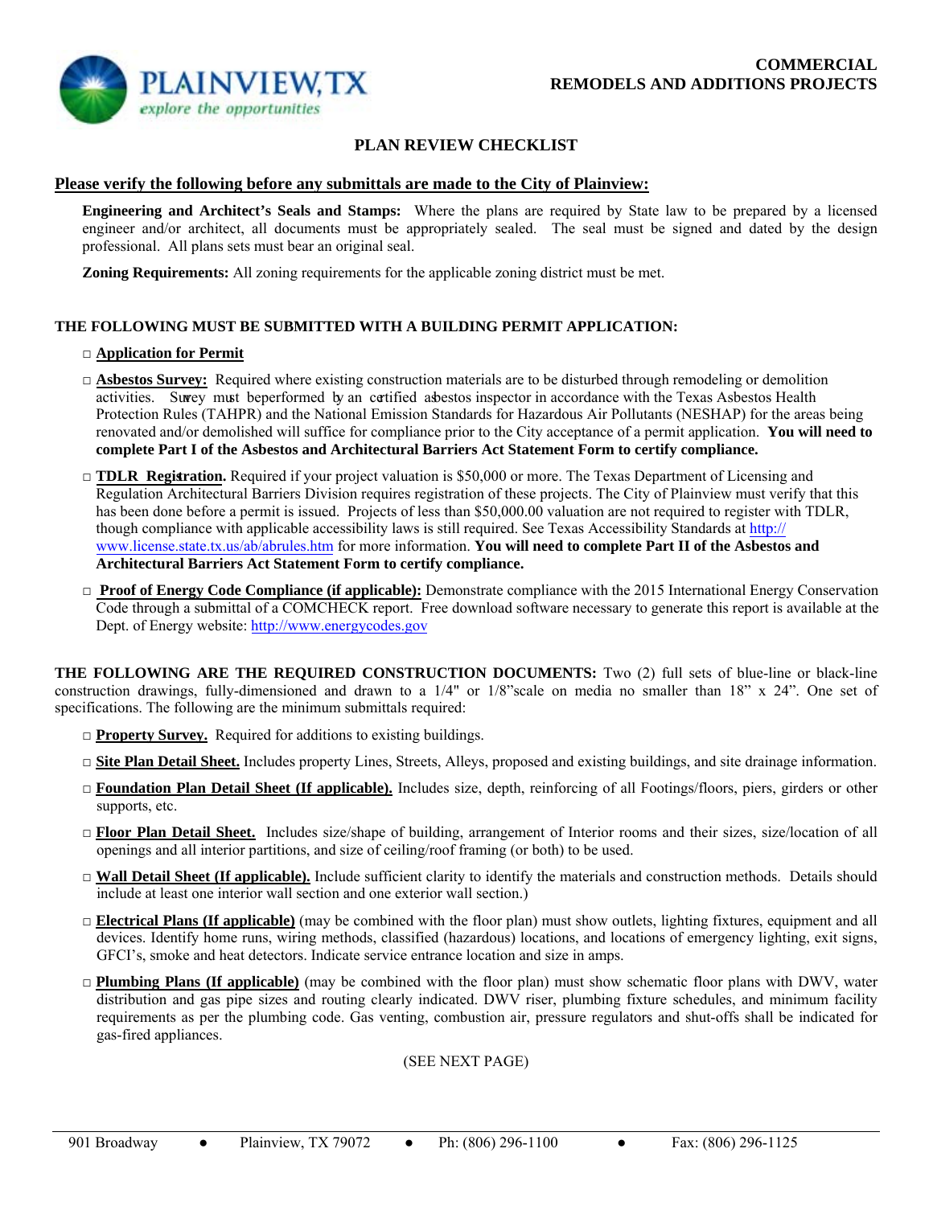PLAINVIEW, TX
*explore the opportunities*

**COMMERCIAL**
**REMODELS AND ADDITIONS PROJECTS**

## PLAN REVIEW CHECKLIST

### Please verify the following before any submittals are made to the City of Plainview:

**Engineering and Architect's Seals and Stamps:** Where the plans are required by State law to be prepared by a licensed engineer and/or architect, all documents must be appropriately sealed. The seal must be signed and dated by the design professional. All plans sets must bear an original seal.

**Zoning Requirements:** All zoning requirements for the applicable zoning district must be met.

### THE FOLLOWING MUST BE SUBMITTED WITH A BUILDING PERMIT APPLICATION:

- □ **Application for Permit**
- □ **Asbestos Survey:** Required where existing construction materials are to be disturbed through remodeling or demolition activities. Survey must be performed by an certified asbestos inspector in accordance with the Texas Asbestos Health Protection Rules (TAHPR) and the National Emission Standards for Hazardous Air Pollutants (NESHAP) for the areas being renovated and/or demolished will suffice for compliance prior to the City acceptance of a permit application. **You will need to complete Part I of the Asbestos and Architectural Barriers Act Statement Form to certify compliance.**
- □ **TDLR Registration.** Required if your project valuation is $50,000 or more. The Texas Department of Licensing and Regulation Architectural Barriers Division requires registration of these projects. The City of Plainview must verify that this has been done before a permit is issued. Projects of less than $50,000.00 valuation are not required to register with TDLR, though compliance with applicable accessibility laws is still required. See Texas Accessibility Standards at http://www.license.state.tx.us/ab/abrules.htm for more information. **You will need to complete Part II of the Asbestos and Architectural Barriers Act Statement Form to certify compliance.**
- □ **Proof of Energy Code Compliance (if applicable):** Demonstrate compliance with the 2015 International Energy Conservation Code through a submittal of a COMCHECK report. Free download software necessary to generate this report is available at the Dept. of Energy website: http://www.energycodes.gov

**THE FOLLOWING ARE THE REQUIRED CONSTRUCTION DOCUMENTS:** Two (2) full sets of blue-line or black-line construction drawings, fully-dimensioned and drawn to a 1/4" or 1/8"scale on media no smaller than 18" x 24". One set of specifications. The following are the minimum submittals required:

- □ **Property Survey.** Required for additions to existing buildings.
- □ **Site Plan Detail Sheet.** Includes property Lines, Streets, Alleys, proposed and existing buildings, and site drainage information.
- □ **Foundation Plan Detail Sheet (If applicable).** Includes size, depth, reinforcing of all Footings/floors, piers, girders or other supports, etc.
- □ **Floor Plan Detail Sheet.** Includes size/shape of building, arrangement of Interior rooms and their sizes, size/location of all openings and all interior partitions, and size of ceiling/roof framing (or both) to be used.
- □ **Wall Detail Sheet (If applicable).** Include sufficient clarity to identify the materials and construction methods. Details should include at least one interior wall section and one exterior wall section.)
- □ **Electrical Plans (If applicable)** (may be combined with the floor plan) must show outlets, lighting fixtures, equipment and all devices. Identify home runs, wiring methods, classified (hazardous) locations, and locations of emergency lighting, exit signs, GFCI's, smoke and heat detectors. Indicate service entrance location and size in amps.
- □ **Plumbing Plans (If applicable)** (may be combined with the floor plan) must show schematic floor plans with DWV, water distribution and gas pipe sizes and routing clearly indicated. DWV riser, plumbing fixture schedules, and minimum facility requirements as per the plumbing code. Gas venting, combustion air, pressure regulators and shut-offs shall be indicated for gas-fired appliances.

(SEE NEXT PAGE)

901 Broadway ● Plainview, TX 79072 ● Ph: (806) 296-1100 ● Fax: (806) 296-1125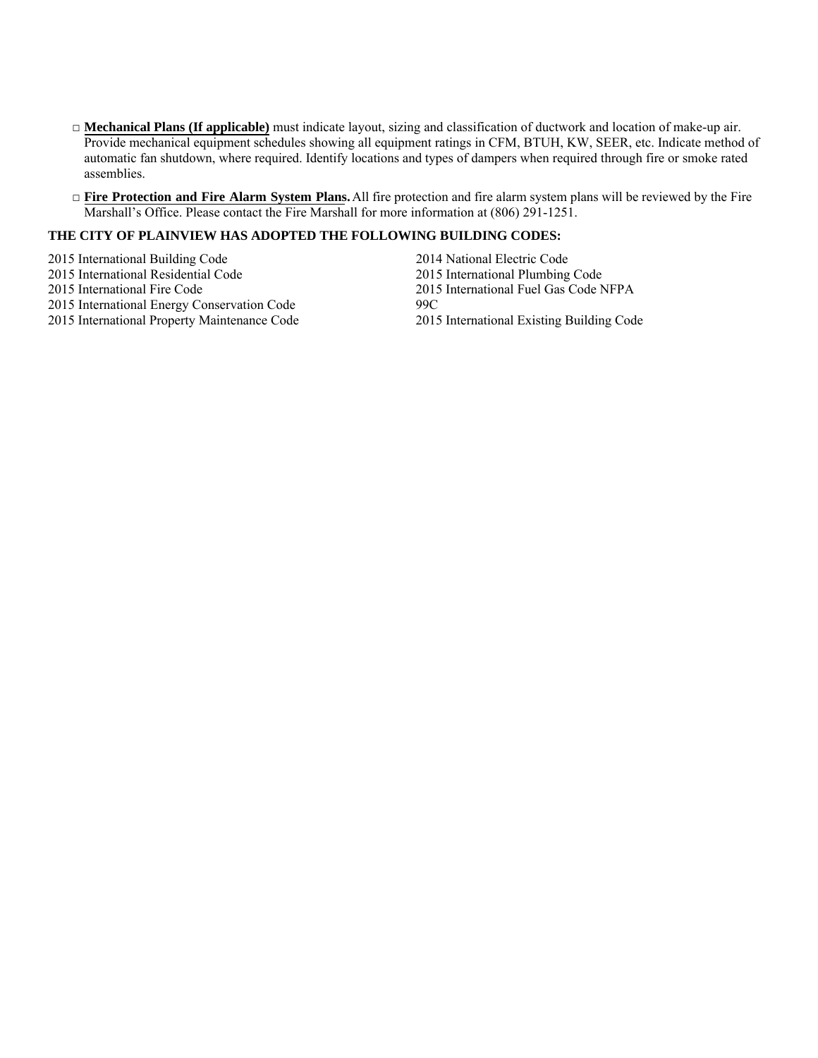- □ **Mechanical Plans (If applicable)** must indicate layout, sizing and classification of ductwork and location of make-up air. Provide mechanical equipment schedules showing all equipment ratings in CFM, BTUH, KW, SEER, etc. Indicate method of automatic fan shutdown, where required. Identify locations and types of dampers when required through fire or smoke rated assemblies.

- □ **Fire Protection and Fire Alarm System Plans.** All fire protection and fire alarm system plans will be reviewed by the Fire Marshall's Office. Please contact the Fire Marshall for more information at (806) 291-1251.

**THE CITY OF PLAINVIEW HAS ADOPTED THE FOLLOWING BUILDING CODES:**

2015 International Building Code
2015 International Residential Code
2015 International Fire Code
2015 International Energy Conservation Code
2015 International Property Maintenance Code
2014 National Electric Code
2015 International Plumbing Code
2015 International Fuel Gas Code NFPA 99C
2015 International Existing Building Code